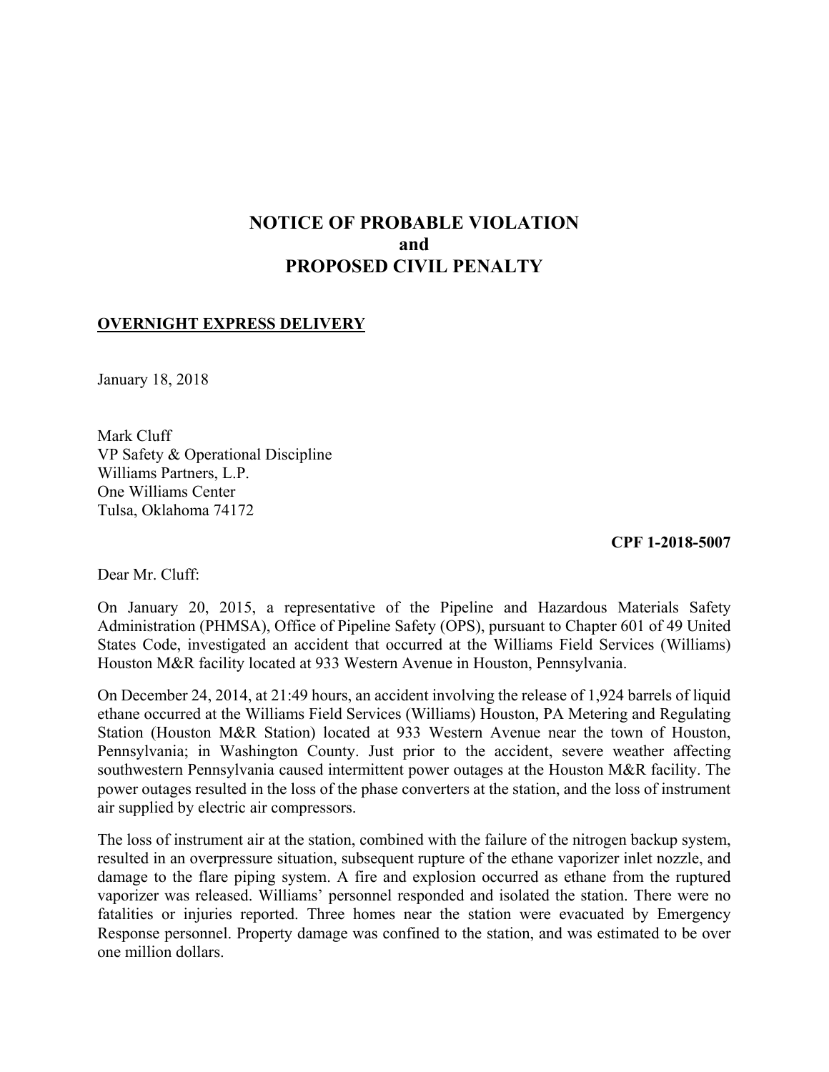# NOTICE OF PROBABLE VIOLATION
# and
# PROPOSED CIVIL PENALTY

**OVERNIGHT EXPRESS DELIVERY**

January 18, 2018

Mark Cluff
VP Safety & Operational Discipline
Williams Partners, L.P.
One Williams Center
Tulsa, Oklahoma 74172

**CPF 1-2018-5007**

Dear Mr. Cluff:

On January 20, 2015, a representative of the Pipeline and Hazardous Materials Safety Administration (PHMSA), Office of Pipeline Safety (OPS), pursuant to Chapter 601 of 49 United States Code, investigated an accident that occurred at the Williams Field Services (Williams) Houston M&R facility located at 933 Western Avenue in Houston, Pennsylvania.

On December 24, 2014, at 21:49 hours, an accident involving the release of 1,924 barrels of liquid ethane occurred at the Williams Field Services (Williams) Houston, PA Metering and Regulating Station (Houston M&R Station) located at 933 Western Avenue near the town of Houston, Pennsylvania; in Washington County. Just prior to the accident, severe weather affecting southwestern Pennsylvania caused intermittent power outages at the Houston M&R facility. The power outages resulted in the loss of the phase converters at the station, and the loss of instrument air supplied by electric air compressors.

The loss of instrument air at the station, combined with the failure of the nitrogen backup system, resulted in an overpressure situation, subsequent rupture of the ethane vaporizer inlet nozzle, and damage to the flare piping system. A fire and explosion occurred as ethane from the ruptured vaporizer was released. Williams' personnel responded and isolated the station. There were no fatalities or injuries reported. Three homes near the station were evacuated by Emergency Response personnel. Property damage was confined to the station, and was estimated to be over one million dollars.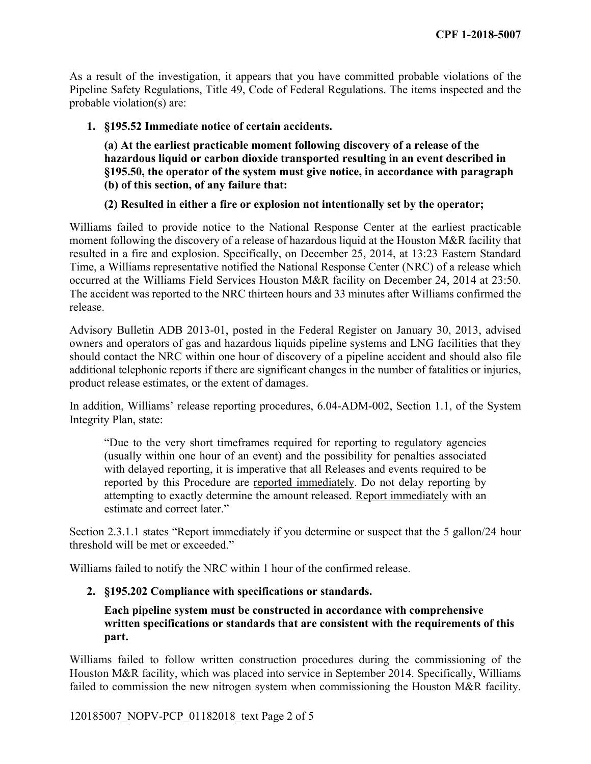As a result of the investigation, it appears that you have committed probable violations of the Pipeline Safety Regulations, Title 49, Code of Federal Regulations. The items inspected and the probable violation(s) are:

1. **§195.52 Immediate notice of certain accidents.**

   **(a) At the earliest practicable moment following discovery of a release of the hazardous liquid or carbon dioxide transported resulting in an event described in §195.50, the operator of the system must give notice, in accordance with paragraph (b) of this section, of any failure that:**

   **(2) Resulted in either a fire or explosion not intentionally set by the operator;**

Williams failed to provide notice to the National Response Center at the earliest practicable moment following the discovery of a release of hazardous liquid at the Houston M&R facility that resulted in a fire and explosion. Specifically, on December 25, 2014, at 13:23 Eastern Standard Time, a Williams representative notified the National Response Center (NRC) of a release which occurred at the Williams Field Services Houston M&R facility on December 24, 2014 at 23:50. The accident was reported to the NRC thirteen hours and 33 minutes after Williams confirmed the release.

Advisory Bulletin ADB 2013-01, posted in the Federal Register on January 30, 2013, advised owners and operators of gas and hazardous liquids pipeline systems and LNG facilities that they should contact the NRC within one hour of discovery of a pipeline accident and should also file additional telephonic reports if there are significant changes in the number of fatalities or injuries, product release estimates, or the extent of damages.

In addition, Williams' release reporting procedures, 6.04-ADM-002, Section 1.1, of the System Integrity Plan, state:

> "Due to the very short timeframes required for reporting to regulatory agencies (usually within one hour of an event) and the possibility for penalties associated with delayed reporting, it is imperative that all Releases and events required to be reported by this Procedure are reported immediately. Do not delay reporting by attempting to exactly determine the amount released. Report immediately with an estimate and correct later."

Section 2.3.1.1 states "Report immediately if you determine or suspect that the 5 gallon/24 hour threshold will be met or exceeded."

Williams failed to notify the NRC within 1 hour of the confirmed release.

2. **§195.202 Compliance with specifications or standards.**

   **Each pipeline system must be constructed in accordance with comprehensive written specifications or standards that are consistent with the requirements of this part.**

Williams failed to follow written construction procedures during the commissioning of the Houston M&R facility, which was placed into service in September 2014. Specifically, Williams failed to commission the new nitrogen system when commissioning the Houston M&R facility.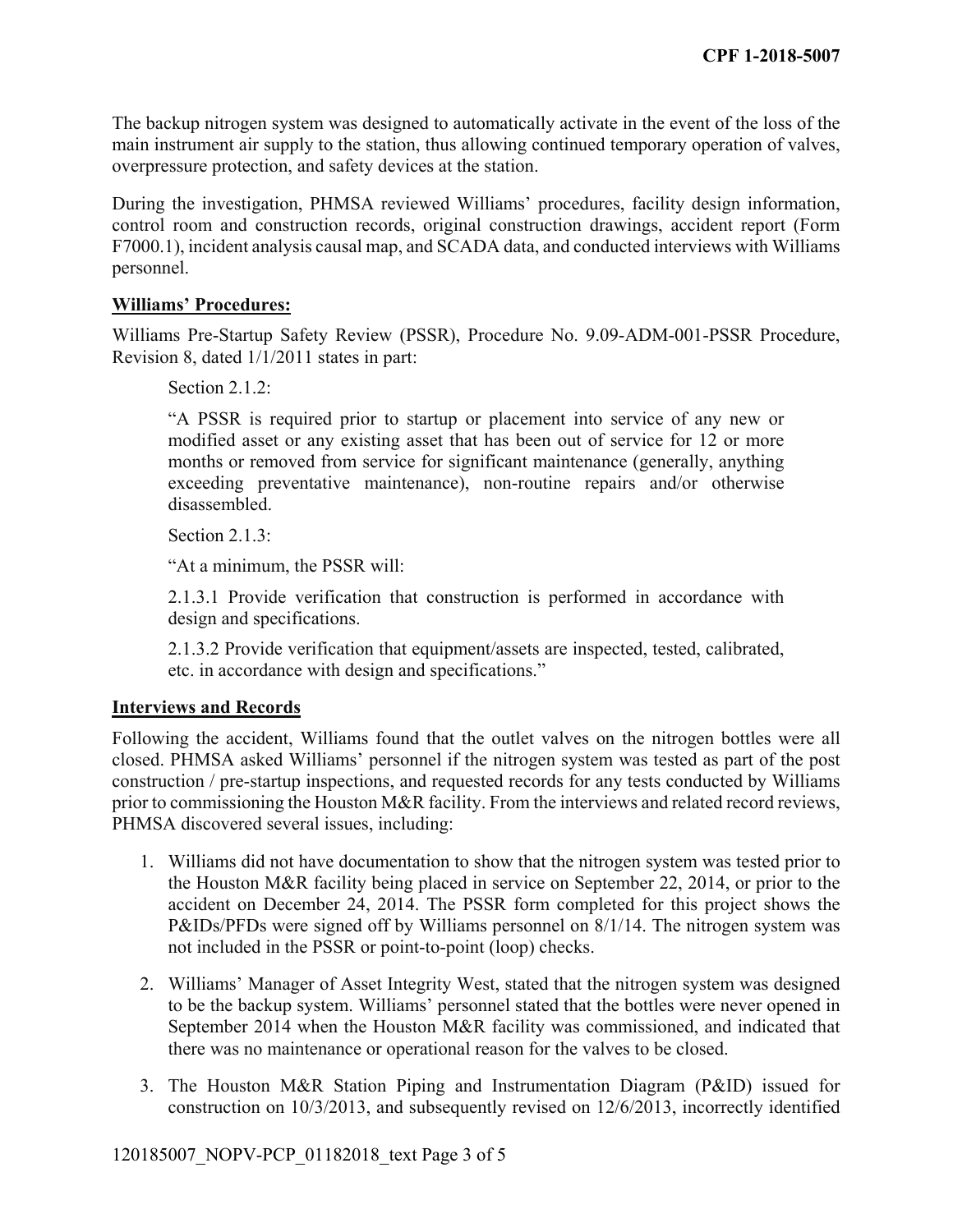The backup nitrogen system was designed to automatically activate in the event of the loss of the main instrument air supply to the station, thus allowing continued temporary operation of valves, overpressure protection, and safety devices at the station.

During the investigation, PHMSA reviewed Williams' procedures, facility design information, control room and construction records, original construction drawings, accident report (Form F7000.1), incident analysis causal map, and SCADA data, and conducted interviews with Williams personnel.

**Williams' Procedures:**

Williams Pre-Startup Safety Review (PSSR), Procedure No. 9.09-ADM-001-PSSR Procedure, Revision 8, dated 1/1/2011 states in part:

> Section 2.1.2:
>
> "A PSSR is required prior to startup or placement into service of any new or modified asset or any existing asset that has been out of service for 12 or more months or removed from service for significant maintenance (generally, anything exceeding preventative maintenance), non-routine repairs and/or otherwise disassembled.
>
> Section 2.1.3:
>
> "At a minimum, the PSSR will:
>
> 2.1.3.1 Provide verification that construction is performed in accordance with design and specifications.
>
> 2.1.3.2 Provide verification that equipment/assets are inspected, tested, calibrated, etc. in accordance with design and specifications."

**Interviews and Records**

Following the accident, Williams found that the outlet valves on the nitrogen bottles were all closed. PHMSA asked Williams' personnel if the nitrogen system was tested as part of the post construction / pre-startup inspections, and requested records for any tests conducted by Williams prior to commissioning the Houston M&R facility. From the interviews and related record reviews, PHMSA discovered several issues, including:

1. Williams did not have documentation to show that the nitrogen system was tested prior to the Houston M&R facility being placed in service on September 22, 2014, or prior to the accident on December 24, 2014. The PSSR form completed for this project shows the P&IDs/PFDs were signed off by Williams personnel on 8/1/14. The nitrogen system was not included in the PSSR or point-to-point (loop) checks.
2. Williams' Manager of Asset Integrity West, stated that the nitrogen system was designed to be the backup system. Williams' personnel stated that the bottles were never opened in September 2014 when the Houston M&R facility was commissioned, and indicated that there was no maintenance or operational reason for the valves to be closed.
3. The Houston M&R Station Piping and Instrumentation Diagram (P&ID) issued for construction on 10/3/2013, and subsequently revised on 12/6/2013, incorrectly identified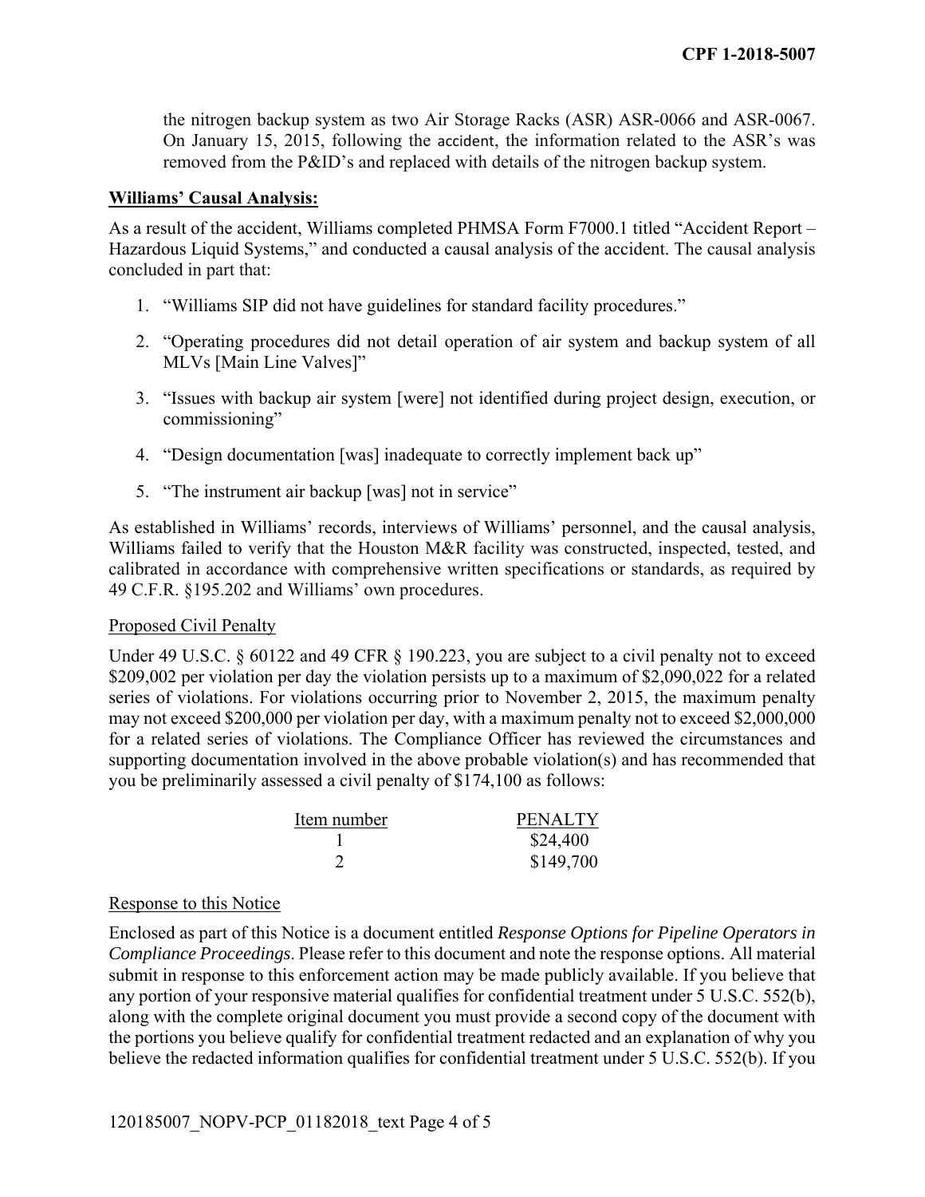the nitrogen backup system as two Air Storage Racks (ASR) ASR-0066 and ASR-0067. On January 15, 2015, following the accident, the information related to the ASR's was removed from the P&ID's and replaced with details of the nitrogen backup system.

**Williams' Causal Analysis:**

As a result of the accident, Williams completed PHMSA Form F7000.1 titled "Accident Report – Hazardous Liquid Systems," and conducted a causal analysis of the accident. The causal analysis concluded in part that:

1. "Williams SIP did not have guidelines for standard facility procedures."
2. "Operating procedures did not detail operation of air system and backup system of all MLVs [Main Line Valves]"
3. "Issues with backup air system [were] not identified during project design, execution, or commissioning"
4. "Design documentation [was] inadequate to correctly implement back up"
5. "The instrument air backup [was] not in service"

As established in Williams' records, interviews of Williams' personnel, and the causal analysis, Williams failed to verify that the Houston M&R facility was constructed, inspected, tested, and calibrated in accordance with comprehensive written specifications or standards, as required by 49 C.F.R. §195.202 and Williams' own procedures.

Proposed Civil Penalty

Under 49 U.S.C. § 60122 and 49 CFR § 190.223, you are subject to a civil penalty not to exceed $209,002 per violation per day the violation persists up to a maximum of $2,090,022 for a related series of violations. For violations occurring prior to November 2, 2015, the maximum penalty may not exceed $200,000 per violation per day, with a maximum penalty not to exceed $2,000,000 for a related series of violations. The Compliance Officer has reviewed the circumstances and supporting documentation involved in the above probable violation(s) and has recommended that you be preliminarily assessed a civil penalty of $174,100 as follows:

| Item number | PENALTY |
|---|---|
| 1 | $24,400 |
| 2 | $149,700 |

Response to this Notice

Enclosed as part of this Notice is a document entitled *Response Options for Pipeline Operators in Compliance Proceedings*. Please refer to this document and note the response options. All material submit in response to this enforcement action may be made publicly available. If you believe that any portion of your responsive material qualifies for confidential treatment under 5 U.S.C. 552(b), along with the complete original document you must provide a second copy of the document with the portions you believe qualify for confidential treatment redacted and an explanation of why you believe the redacted information qualifies for confidential treatment under 5 U.S.C. 552(b). If you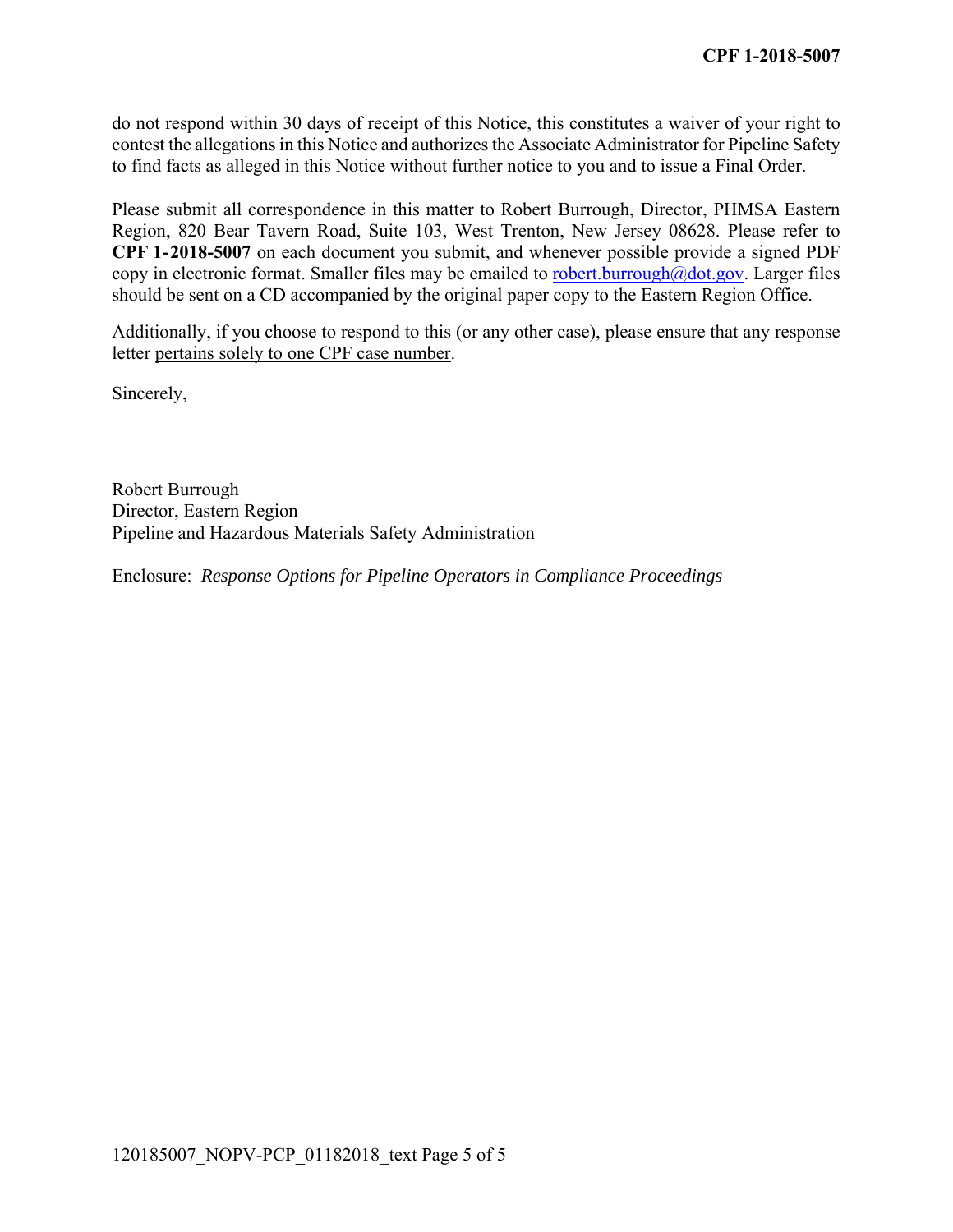do not respond within 30 days of receipt of this Notice, this constitutes a waiver of your right to contest the allegations in this Notice and authorizes the Associate Administrator for Pipeline Safety to find facts as alleged in this Notice without further notice to you and to issue a Final Order.

Please submit all correspondence in this matter to Robert Burrough, Director, PHMSA Eastern Region, 820 Bear Tavern Road, Suite 103, West Trenton, New Jersey 08628. Please refer to **CPF 1-2018-5007** on each document you submit, and whenever possible provide a signed PDF copy in electronic format. Smaller files may be emailed to robert.burrough@dot.gov. Larger files should be sent on a CD accompanied by the original paper copy to the Eastern Region Office.

Additionally, if you choose to respond to this (or any other case), please ensure that any response letter pertains solely to one CPF case number.

Sincerely,

Robert Burrough
Director, Eastern Region
Pipeline and Hazardous Materials Safety Administration

Enclosure: *Response Options for Pipeline Operators in Compliance Proceedings*